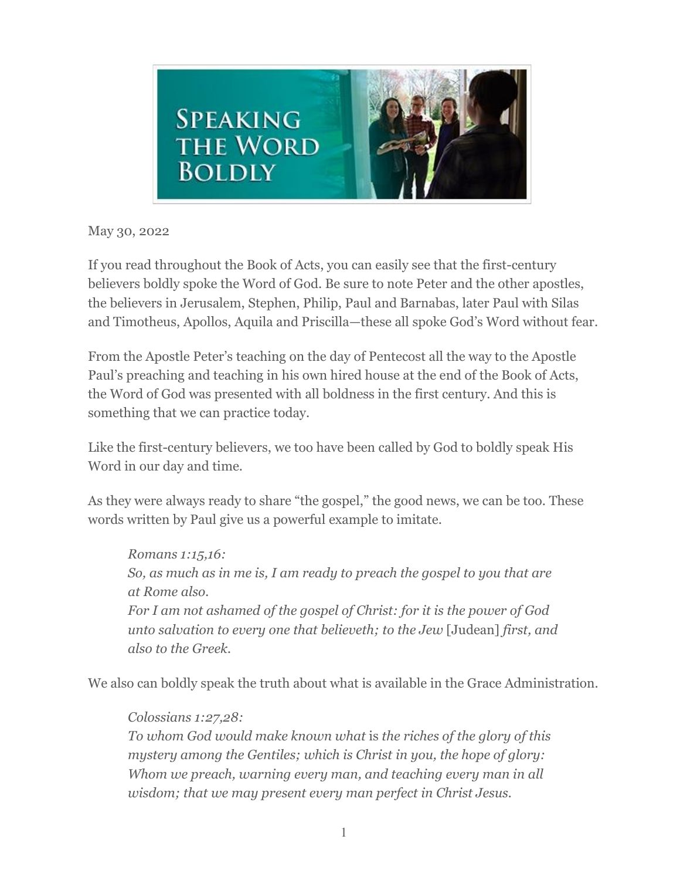# Speaking the Word Boldly

May 30, 2022

If you read throughout the Book of Acts, you can easily see that the first-century believers boldly spoke the Word of God. Be sure to note Peter and the other apostles, the believers in Jerusalem, Stephen, Philip, Paul and Barnabas, later Paul with Silas and Timotheus, Apollos, Aquila and Priscilla—these all spoke God's Word without fear.

From the Apostle Peter's teaching on the day of Pentecost all the way to the Apostle Paul's preaching and teaching in his own hired house at the end of the Book of Acts, the Word of God was presented with all boldness in the first century. And this is something that we can practice today.

Like the first-century believers, we too have been called by God to boldly speak His Word in our day and time.

As they were always ready to share "the gospel," the good news, we can be too. These words written by Paul give us a powerful example to imitate.

> *Romans 1:15,16:*
> *So, as much as in me is, I am ready to preach the gospel to you that are at Rome also.*
> *For I am not ashamed of the gospel of Christ: for it is the power of God unto salvation to every one that believeth; to the Jew* [Judean] *first, and also to the Greek.*

We also can boldly speak the truth about what is available in the Grace Administration.

> *Colossians 1:27,28:*
> *To whom God would make known what* is *the riches of the glory of this mystery among the Gentiles; which is Christ in you, the hope of glory:*
> *Whom we preach, warning every man, and teaching every man in all wisdom; that we may present every man perfect in Christ Jesus.*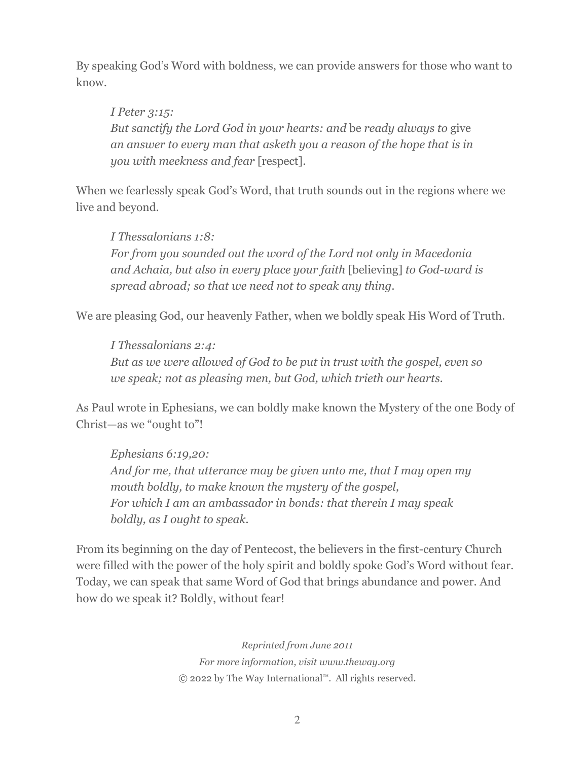By speaking God's Word with boldness, we can provide answers for those who want to know.

> *I Peter 3:15:*
> *But sanctify the Lord God in your hearts: and* be *ready always to* give *an answer to every man that asketh you a reason of the hope that is in you with meekness and fear* [respect].

When we fearlessly speak God's Word, that truth sounds out in the regions where we live and beyond.

> *I Thessalonians 1:8:*
> *For from you sounded out the word of the Lord not only in Macedonia and Achaia, but also in every place your faith* [believing] *to God-ward is spread abroad; so that we need not to speak any thing.*

We are pleasing God, our heavenly Father, when we boldly speak His Word of Truth.

> *I Thessalonians 2:4:*
> *But as we were allowed of God to be put in trust with the gospel, even so we speak; not as pleasing men, but God, which trieth our hearts.*

As Paul wrote in Ephesians, we can boldly make known the Mystery of the one Body of Christ—as we "ought to"!

> *Ephesians 6:19,20:*
> *And for me, that utterance may be given unto me, that I may open my mouth boldly, to make known the mystery of the gospel,*
> *For which I am an ambassador in bonds: that therein I may speak boldly, as I ought to speak.*

From its beginning on the day of Pentecost, the believers in the first-century Church were filled with the power of the holy spirit and boldly spoke God's Word without fear. Today, we can speak that same Word of God that brings abundance and power. And how do we speak it? Boldly, without fear!

*Reprinted from June 2011*

*For more information, visit www.theway.org*

© 2022 by The Way International™. All rights reserved.